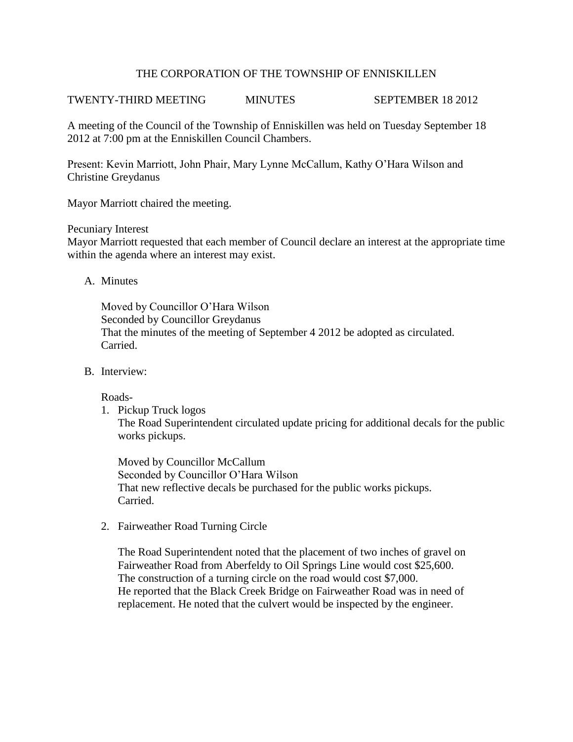# THE CORPORATION OF THE TOWNSHIP OF ENNISKILLEN

TWENTY-THIRD MEETING MINUTES SEPTEMBER 18 2012

A meeting of the Council of the Township of Enniskillen was held on Tuesday September 18 2012 at 7:00 pm at the Enniskillen Council Chambers.

Present: Kevin Marriott, John Phair, Mary Lynne McCallum, Kathy O'Hara Wilson and Christine Greydanus

Mayor Marriott chaired the meeting.

Pecuniary Interest
Mayor Marriott requested that each member of Council declare an interest at the appropriate time within the agenda where an interest may exist.

A. Minutes

   Moved by Councillor O'Hara Wilson
   Seconded by Councillor Greydanus
   That the minutes of the meeting of September 4 2012 be adopted as circulated.
   Carried.

B. Interview:

   Roads-

   1. Pickup Truck logos
      The Road Superintendent circulated update pricing for additional decals for the public works pickups.

      Moved by Councillor McCallum
      Seconded by Councillor O'Hara Wilson
      That new reflective decals be purchased for the public works pickups.
      Carried.

   2. Fairweather Road Turning Circle

      The Road Superintendent noted that the placement of two inches of gravel on Fairweather Road from Aberfeldy to Oil Springs Line would cost $25,600.
      The construction of a turning circle on the road would cost $7,000.
      He reported that the Black Creek Bridge on Fairweather Road was in need of replacement. He noted that the culvert would be inspected by the engineer.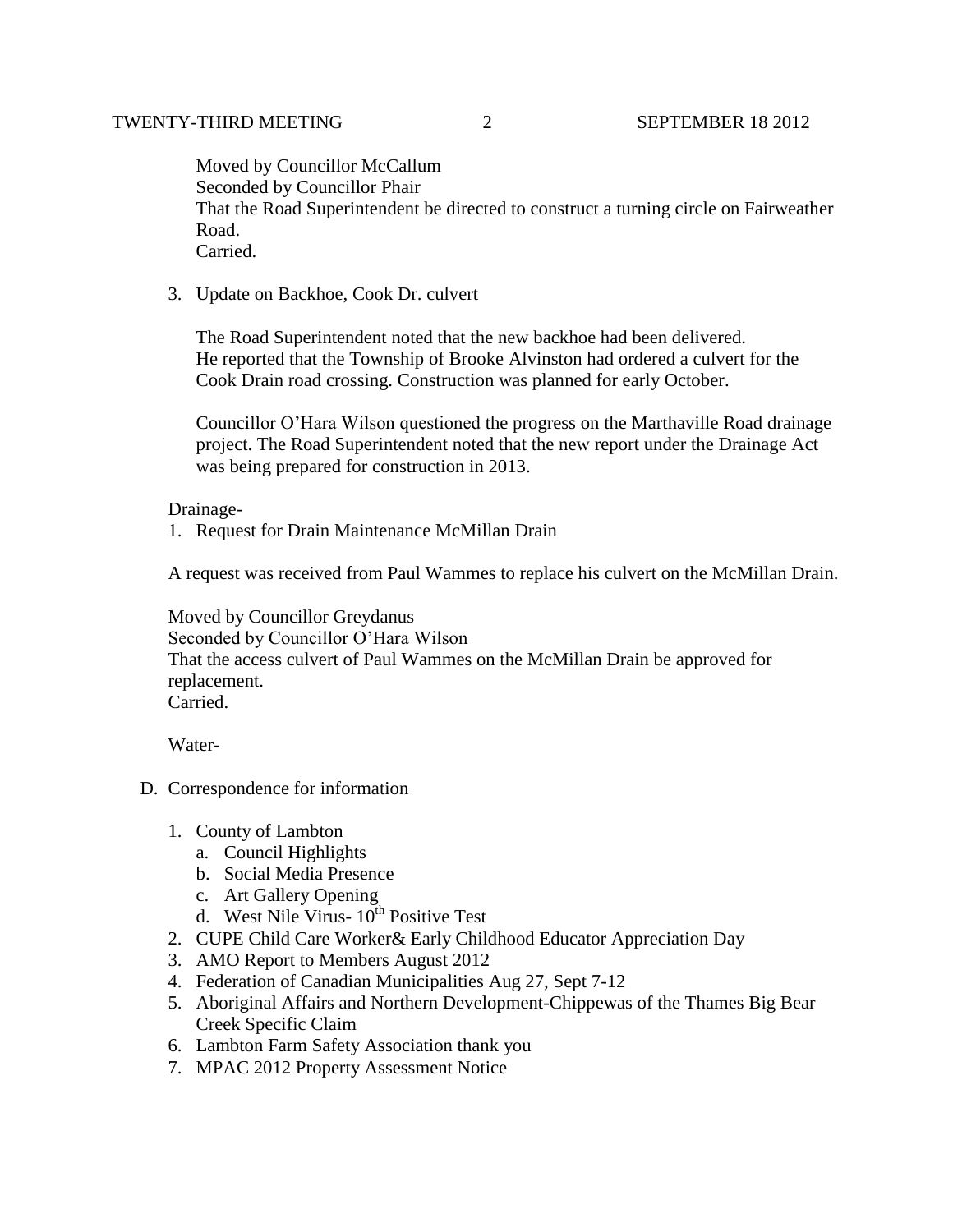Moved by Councillor McCallum
Seconded by Councillor Phair
That the Road Superintendent be directed to construct a turning circle on Fairweather Road.
Carried.

3. Update on Backhoe, Cook Dr. culvert

   The Road Superintendent noted that the new backhoe had been delivered.
   He reported that the Township of Brooke Alvinston had ordered a culvert for the Cook Drain road crossing. Construction was planned for early October.

   Councillor O'Hara Wilson questioned the progress on the Marthaville Road drainage project. The Road Superintendent noted that the new report under the Drainage Act was being prepared for construction in 2013.

Drainage-

1. Request for Drain Maintenance McMillan Drain

A request was received from Paul Wammes to replace his culvert on the McMillan Drain.

Moved by Councillor Greydanus
Seconded by Councillor O'Hara Wilson
That the access culvert of Paul Wammes on the McMillan Drain be approved for replacement.
Carried.

Water-

D. Correspondence for information

1. County of Lambton
   a. Council Highlights
   b. Social Media Presence
   c. Art Gallery Opening
   d. West Nile Virus- 10th Positive Test
2. CUPE Child Care Worker& Early Childhood Educator Appreciation Day
3. AMO Report to Members August 2012
4. Federation of Canadian Municipalities Aug 27, Sept 7-12
5. Aboriginal Affairs and Northern Development-Chippewas of the Thames Big Bear Creek Specific Claim
6. Lambton Farm Safety Association thank you
7. MPAC 2012 Property Assessment Notice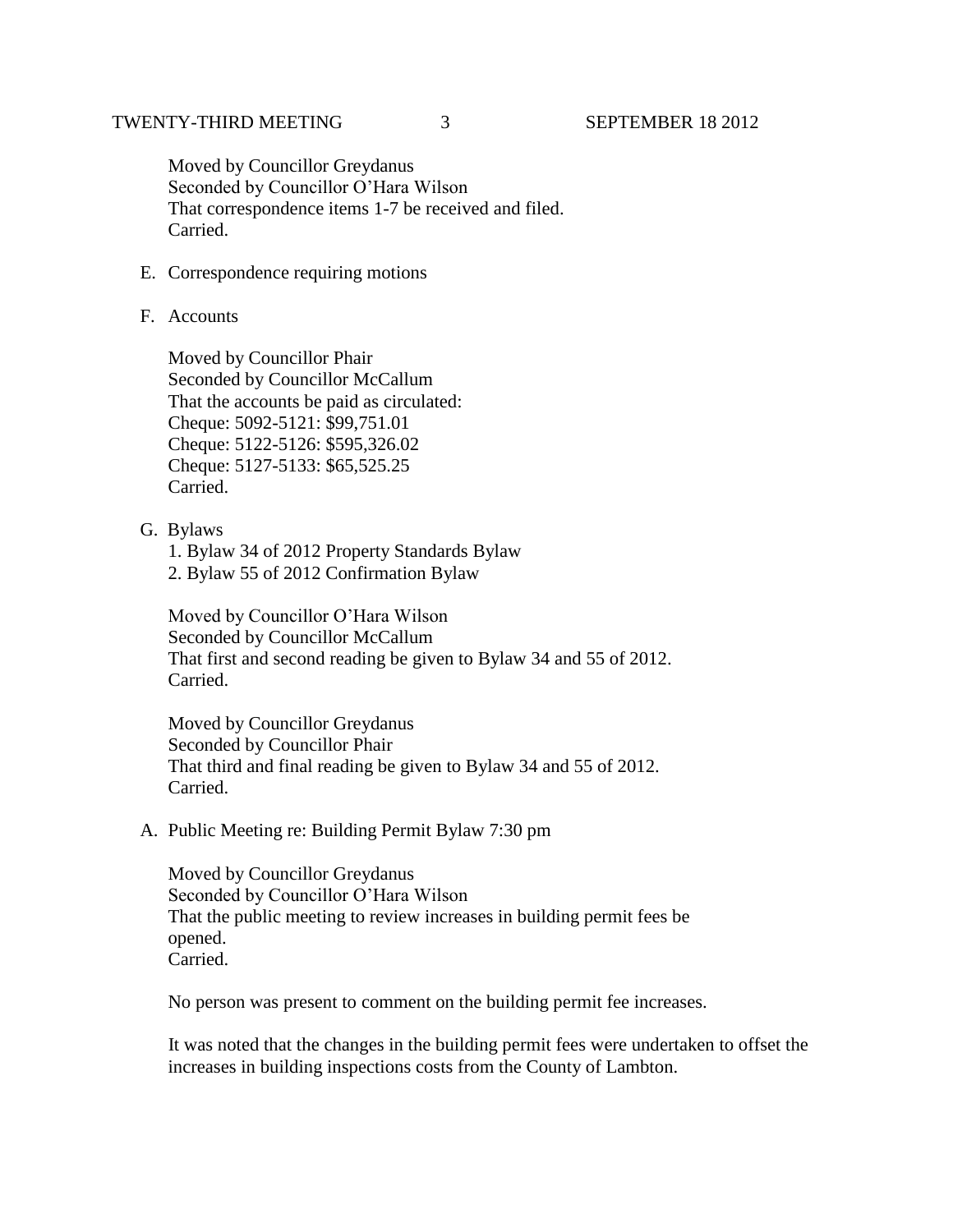Moved by Councillor Greydanus
Seconded by Councillor O'Hara Wilson
That correspondence items 1-7 be received and filed.
Carried.

E. Correspondence requiring motions

F. Accounts

Moved by Councillor Phair
Seconded by Councillor McCallum
That the accounts be paid as circulated:
Cheque: 5092-5121: $99,751.01
Cheque: 5122-5126: $595,326.02
Cheque: 5127-5133: $65,525.25
Carried.

G. Bylaws

1. Bylaw 34 of 2012 Property Standards Bylaw
2. Bylaw 55 of 2012 Confirmation Bylaw

Moved by Councillor O'Hara Wilson
Seconded by Councillor McCallum
That first and second reading be given to Bylaw 34 and 55 of 2012.
Carried.

Moved by Councillor Greydanus
Seconded by Councillor Phair
That third and final reading be given to Bylaw 34 and 55 of 2012.
Carried.

A. Public Meeting re: Building Permit Bylaw 7:30 pm

Moved by Councillor Greydanus
Seconded by Councillor O'Hara Wilson
That the public meeting to review increases in building permit fees be opened.
Carried.

No person was present to comment on the building permit fee increases.

It was noted that the changes in the building permit fees were undertaken to offset the increases in building inspections costs from the County of Lambton.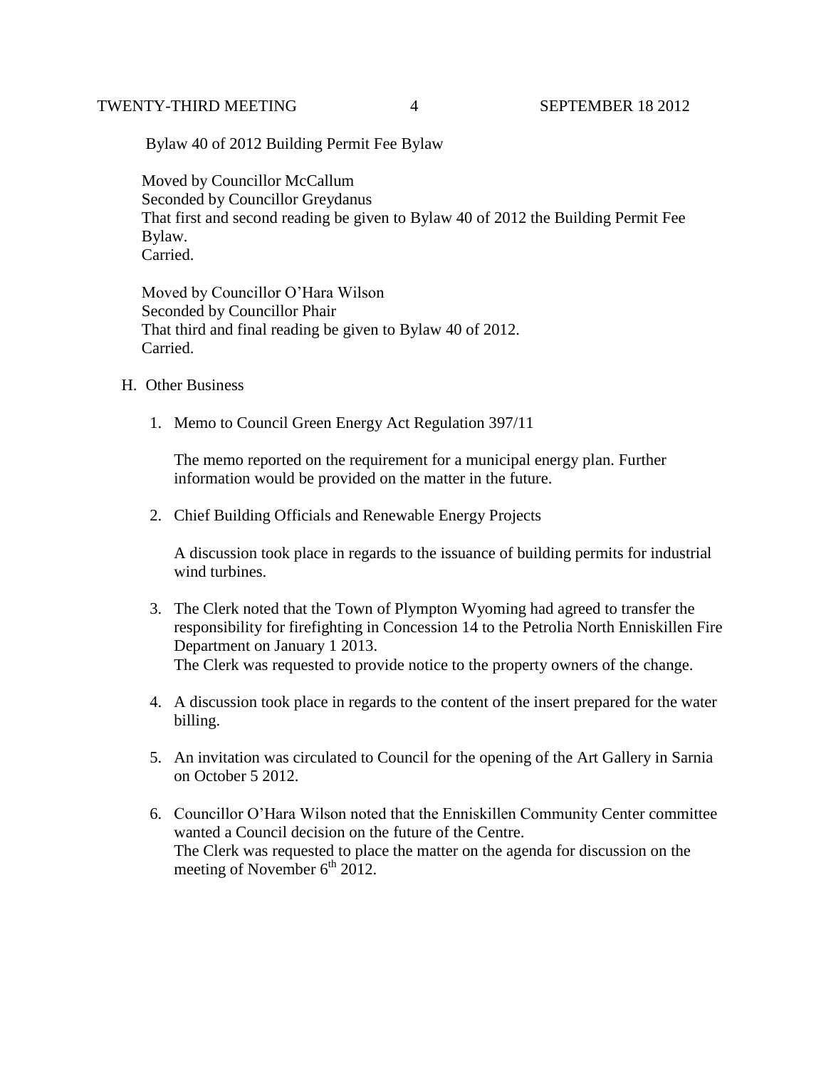Bylaw 40 of 2012 Building Permit Fee Bylaw

Moved by Councillor McCallum
Seconded by Councillor Greydanus
That first and second reading be given to Bylaw 40 of 2012 the Building Permit Fee Bylaw.
Carried.

Moved by Councillor O'Hara Wilson
Seconded by Councillor Phair
That third and final reading be given to Bylaw 40 of 2012.
Carried.

H. Other Business

1. Memo to Council Green Energy Act Regulation 397/11

   The memo reported on the requirement for a municipal energy plan. Further information would be provided on the matter in the future.

2. Chief Building Officials and Renewable Energy Projects

   A discussion took place in regards to the issuance of building permits for industrial wind turbines.

3. The Clerk noted that the Town of Plympton Wyoming had agreed to transfer the responsibility for firefighting in Concession 14 to the Petrolia North Enniskillen Fire Department on January 1 2013.
   The Clerk was requested to provide notice to the property owners of the change.

4. A discussion took place in regards to the content of the insert prepared for the water billing.

5. An invitation was circulated to Council for the opening of the Art Gallery in Sarnia on October 5 2012.

6. Councillor O'Hara Wilson noted that the Enniskillen Community Center committee wanted a Council decision on the future of the Centre.
   The Clerk was requested to place the matter on the agenda for discussion on the meeting of November 6th 2012.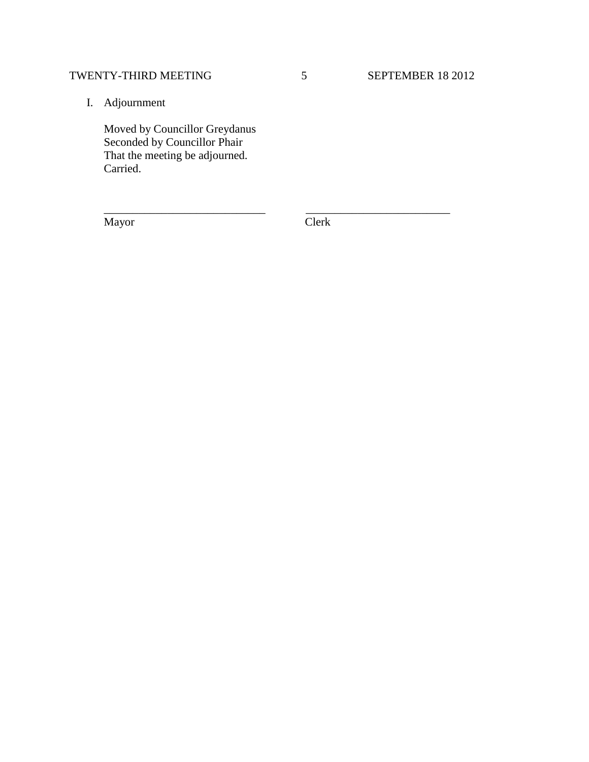I. Adjournment

Moved by Councillor Greydanus
Seconded by Councillor Phair
That the meeting be adjourned.
Carried.

\_\_\_\_\_\_\_\_\_\_\_\_\_\_\_\_\_\_\_\_\_\_\_\_\_\_\_\_ \_\_\_\_\_\_\_\_\_\_\_\_\_\_\_\_\_\_\_\_\_\_\_\_\_\_\_\_

Mayor Clerk